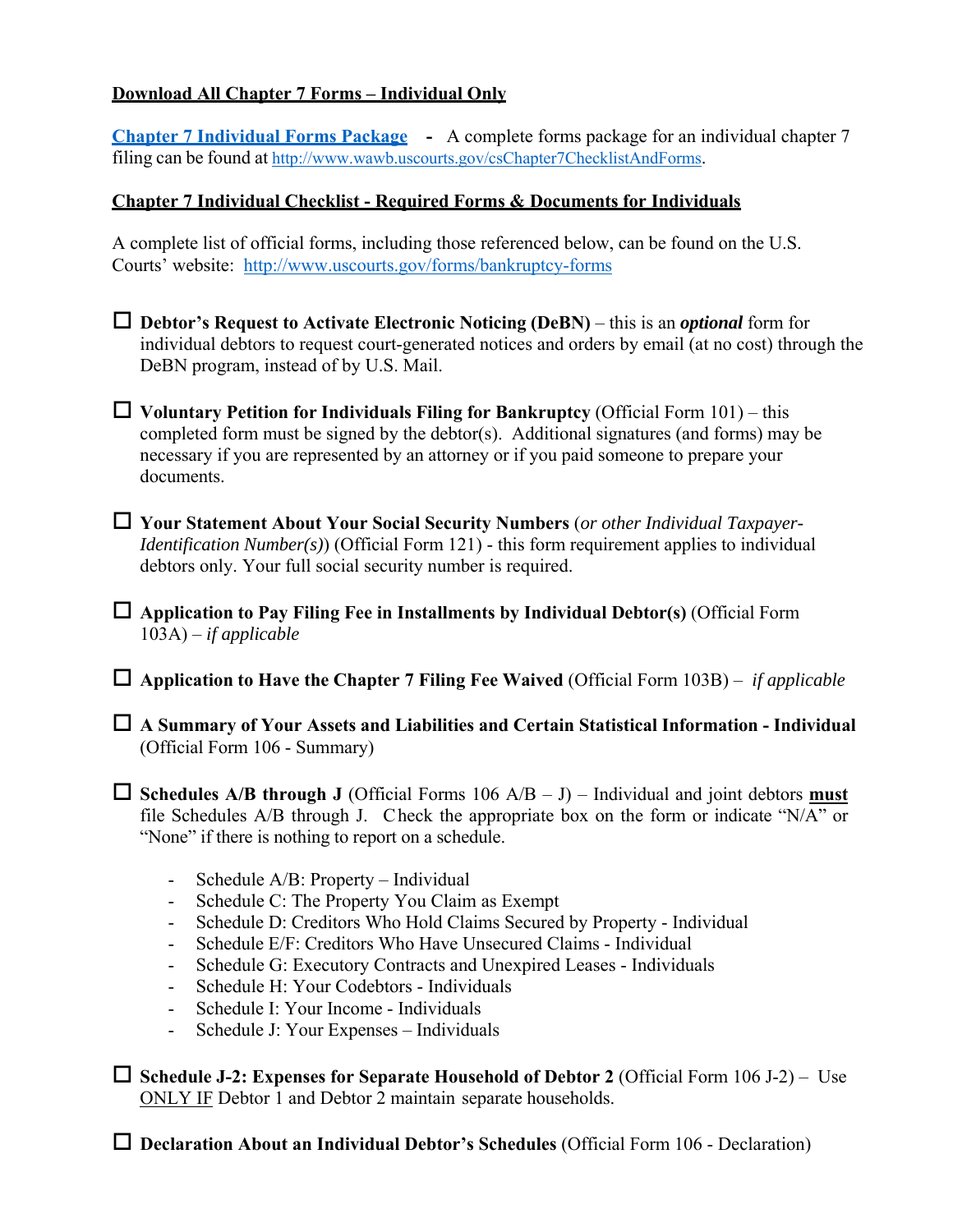## Download All Chapter 7 Forms – Individual Only

**Chapter 7 Individual Forms Package** - A complete forms package for an individual chapter 7 filing can be found at http://www.wawb.uscourts.gov/csChapter7ChecklistAndForms.

## Chapter 7 Individual Checklist - Required Forms & Documents for Individuals

A complete list of official forms, including those referenced below, can be found on the U.S. Courts' website: http://www.uscourts.gov/forms/bankruptcy-forms

- ☐ **Debtor's Request to Activate Electronic Noticing (DeBN)** – this is an ***optional*** form for individual debtors to request court-generated notices and orders by email (at no cost) through the DeBN program, instead of by U.S. Mail.

- ☐ **Voluntary Petition for Individuals Filing for Bankruptcy** (Official Form 101) – this completed form must be signed by the debtor(s). Additional signatures (and forms) may be necessary if you are represented by an attorney or if you paid someone to prepare your documents.

- ☐ **Your Statement About Your Social Security Numbers** (*or other Individual Taxpayer-Identification Number(s)*) (Official Form 121) - this form requirement applies to individual debtors only. Your full social security number is required.

- ☐ **Application to Pay Filing Fee in Installments by Individual Debtor(s)** (Official Form 103A) – *if applicable*

- ☐ **Application to Have the Chapter 7 Filing Fee Waived** (Official Form 103B) – *if applicable*

- ☐ **A Summary of Your Assets and Liabilities and Certain Statistical Information - Individual** (Official Form 106 - Summary)

- ☐ **Schedules A/B through J** (Official Forms 106 A/B – J) – Individual and joint debtors **must** file Schedules A/B through J. Check the appropriate box on the form or indicate "N/A" or "None" if there is nothing to report on a schedule.

  - Schedule A/B: Property – Individual
  - Schedule C: The Property You Claim as Exempt
  - Schedule D: Creditors Who Hold Claims Secured by Property - Individual
  - Schedule E/F: Creditors Who Have Unsecured Claims - Individual
  - Schedule G: Executory Contracts and Unexpired Leases - Individuals
  - Schedule H: Your Codebtors - Individuals
  - Schedule I: Your Income - Individuals
  - Schedule J: Your Expenses – Individuals

- ☐ **Schedule J-2: Expenses for Separate Household of Debtor 2** (Official Form 106 J-2) – Use ONLY IF Debtor 1 and Debtor 2 maintain separate households.

- ☐ **Declaration About an Individual Debtor's Schedules** (Official Form 106 - Declaration)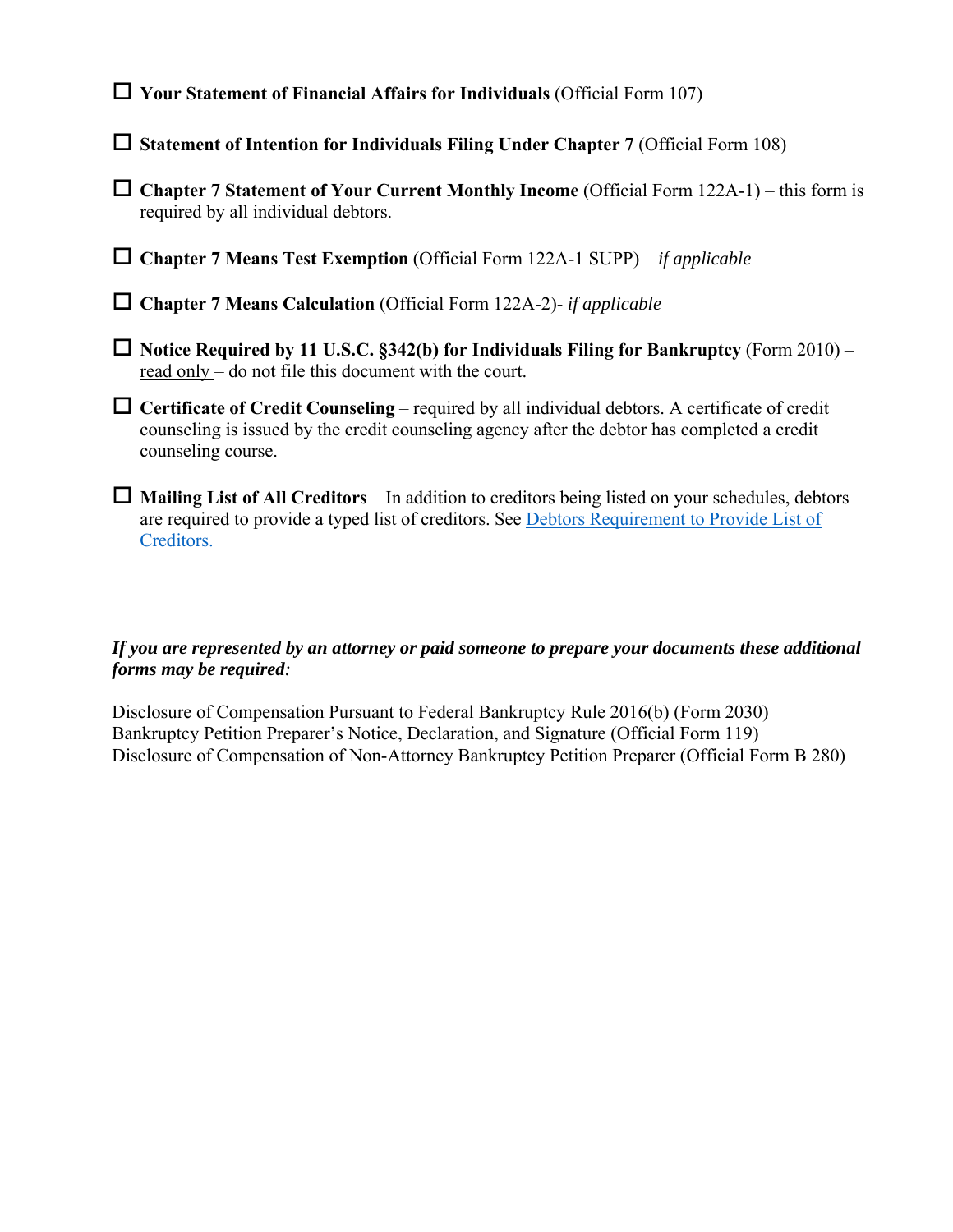- ☐ **Your Statement of Financial Affairs for Individuals** (Official Form 107)
- ☐ **Statement of Intention for Individuals Filing Under Chapter 7** (Official Form 108)
- ☐ **Chapter 7 Statement of Your Current Monthly Income** (Official Form 122A-1) – this form is required by all individual debtors.
- ☐ **Chapter 7 Means Test Exemption** (Official Form 122A-1 SUPP) – *if applicable*
- ☐ **Chapter 7 Means Calculation** (Official Form 122A-2)- *if applicable*
- ☐ **Notice Required by 11 U.S.C. §342(b) for Individuals Filing for Bankruptcy** (Form 2010) – read only – do not file this document with the court.
- ☐ **Certificate of Credit Counseling** – required by all individual debtors. A certificate of credit counseling is issued by the credit counseling agency after the debtor has completed a credit counseling course.
- ☐ **Mailing List of All Creditors** – In addition to creditors being listed on your schedules, debtors are required to provide a typed list of creditors. See Debtors Requirement to Provide List of Creditors.

***If you are represented by an attorney or paid someone to prepare your documents these additional forms may be required:***

Disclosure of Compensation Pursuant to Federal Bankruptcy Rule 2016(b) (Form 2030)
Bankruptcy Petition Preparer's Notice, Declaration, and Signature (Official Form 119)
Disclosure of Compensation of Non-Attorney Bankruptcy Petition Preparer (Official Form B 280)